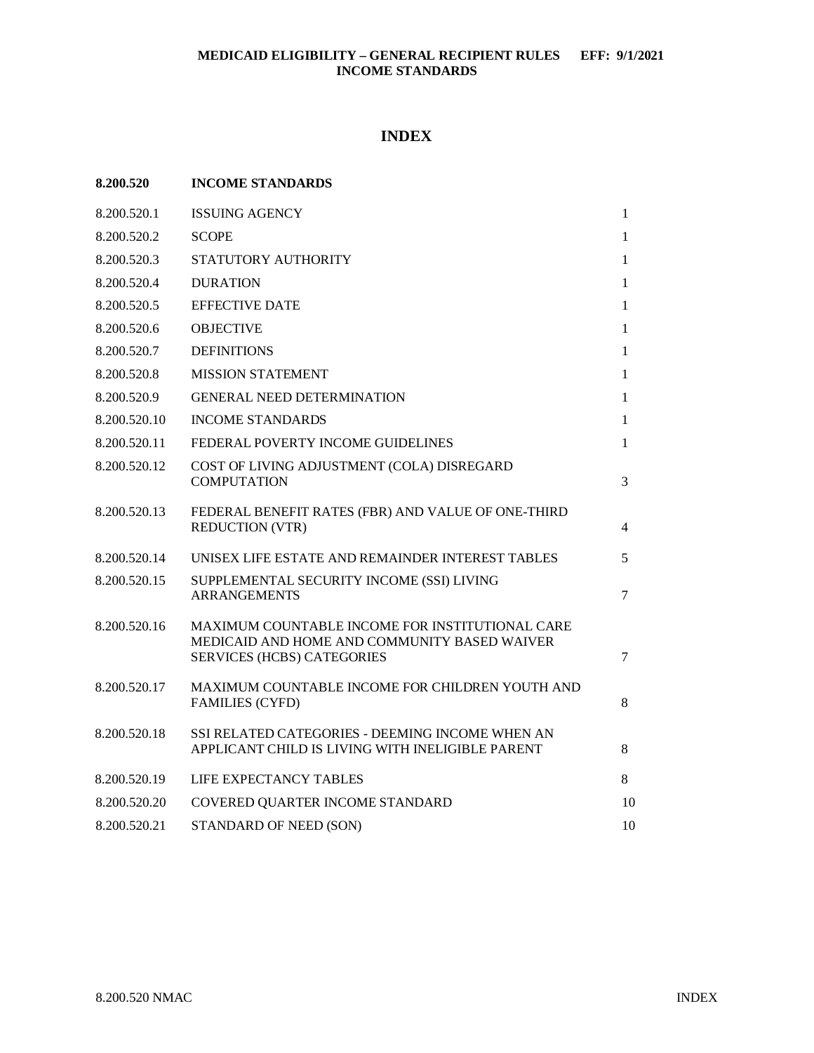# INDEX

| 8.200.520 | INCOME STANDARDS | |
|---|---|---|
| 8.200.520.1 | ISSUING AGENCY | 1 |
| 8.200.520.2 | SCOPE | 1 |
| 8.200.520.3 | STATUTORY AUTHORITY | 1 |
| 8.200.520.4 | DURATION | 1 |
| 8.200.520.5 | EFFECTIVE DATE | 1 |
| 8.200.520.6 | OBJECTIVE | 1 |
| 8.200.520.7 | DEFINITIONS | 1 |
| 8.200.520.8 | MISSION STATEMENT | 1 |
| 8.200.520.9 | GENERAL NEED DETERMINATION | 1 |
| 8.200.520.10 | INCOME STANDARDS | 1 |
| 8.200.520.11 | FEDERAL POVERTY INCOME GUIDELINES | 1 |
| 8.200.520.12 | COST OF LIVING ADJUSTMENT (COLA) DISREGARD COMPUTATION | 3 |
| 8.200.520.13 | FEDERAL BENEFIT RATES (FBR) AND VALUE OF ONE-THIRD REDUCTION (VTR) | 4 |
| 8.200.520.14 | UNISEX LIFE ESTATE AND REMAINDER INTEREST TABLES | 5 |
| 8.200.520.15 | SUPPLEMENTAL SECURITY INCOME (SSI) LIVING ARRANGEMENTS | 7 |
| 8.200.520.16 | MAXIMUM COUNTABLE INCOME FOR INSTITUTIONAL CARE MEDICAID AND HOME AND COMMUNITY BASED WAIVER SERVICES (HCBS) CATEGORIES | 7 |
| 8.200.520.17 | MAXIMUM COUNTABLE INCOME FOR CHILDREN YOUTH AND FAMILIES (CYFD) | 8 |
| 8.200.520.18 | SSI RELATED CATEGORIES - DEEMING INCOME WHEN AN APPLICANT CHILD IS LIVING WITH INELIGIBLE PARENT | 8 |
| 8.200.520.19 | LIFE EXPECTANCY TABLES | 8 |
| 8.200.520.20 | COVERED QUARTER INCOME STANDARD | 10 |
| 8.200.520.21 | STANDARD OF NEED (SON) | 10 |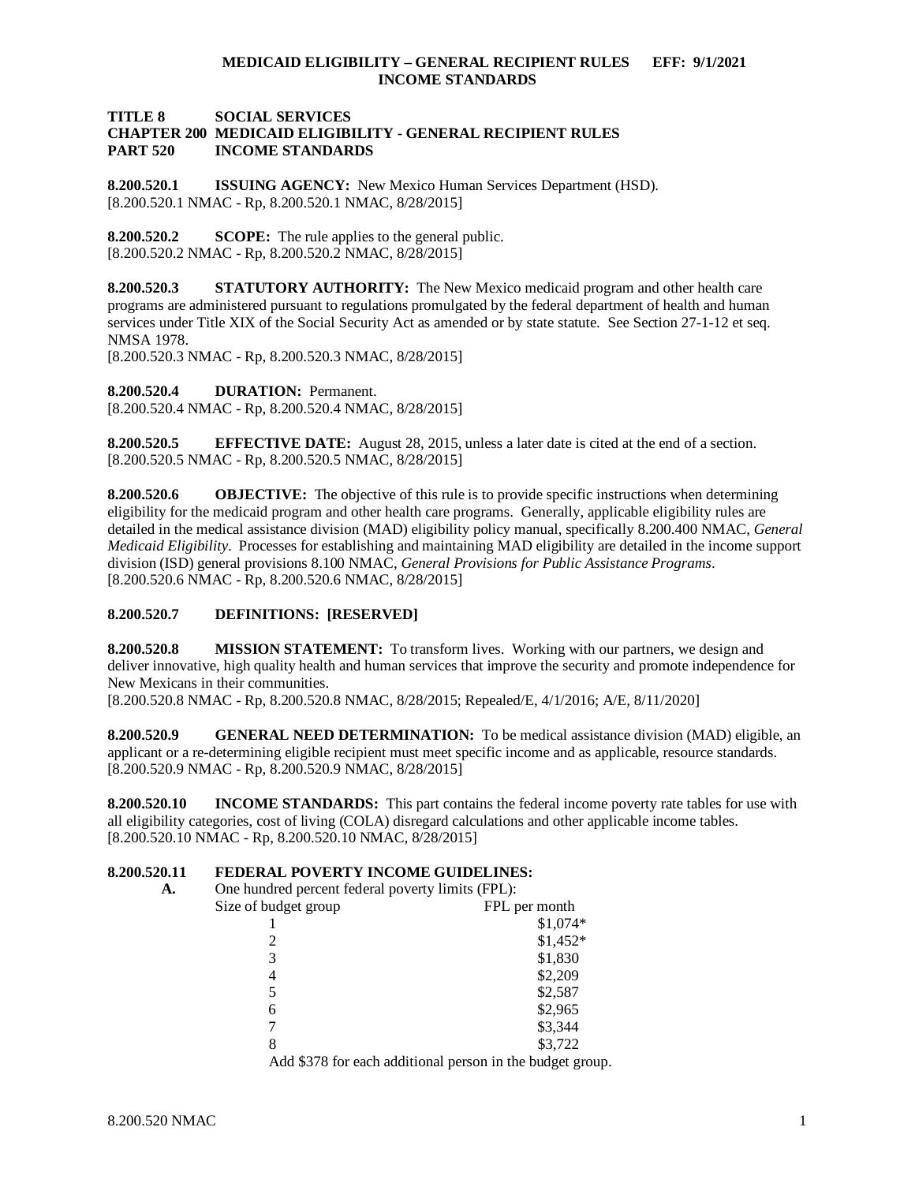**TITLE 8 SOCIAL SERVICES**
**CHAPTER 200 MEDICAID ELIGIBILITY - GENERAL RECIPIENT RULES**
**PART 520 INCOME STANDARDS**

**8.200.520.1 ISSUING AGENCY:** New Mexico Human Services Department (HSD).
[8.200.520.1 NMAC - Rp, 8.200.520.1 NMAC, 8/28/2015]

**8.200.520.2 SCOPE:** The rule applies to the general public.
[8.200.520.2 NMAC - Rp, 8.200.520.2 NMAC, 8/28/2015]

**8.200.520.3 STATUTORY AUTHORITY:** The New Mexico medicaid program and other health care programs are administered pursuant to regulations promulgated by the federal department of health and human services under Title XIX of the Social Security Act as amended or by state statute. See Section 27-1-12 et seq. NMSA 1978.
[8.200.520.3 NMAC - Rp, 8.200.520.3 NMAC, 8/28/2015]

**8.200.520.4 DURATION:** Permanent.
[8.200.520.4 NMAC - Rp, 8.200.520.4 NMAC, 8/28/2015]

**8.200.520.5 EFFECTIVE DATE:** August 28, 2015, unless a later date is cited at the end of a section.
[8.200.520.5 NMAC - Rp, 8.200.520.5 NMAC, 8/28/2015]

**8.200.520.6 OBJECTIVE:** The objective of this rule is to provide specific instructions when determining eligibility for the medicaid program and other health care programs. Generally, applicable eligibility rules are detailed in the medical assistance division (MAD) eligibility policy manual, specifically 8.200.400 NMAC, *General Medicaid Eligibility*. Processes for establishing and maintaining MAD eligibility are detailed in the income support division (ISD) general provisions 8.100 NMAC, *General Provisions for Public Assistance Programs*.
[8.200.520.6 NMAC - Rp, 8.200.520.6 NMAC, 8/28/2015]

**8.200.520.7 DEFINITIONS: [RESERVED]**

**8.200.520.8 MISSION STATEMENT:** To transform lives. Working with our partners, we design and deliver innovative, high quality health and human services that improve the security and promote independence for New Mexicans in their communities.
[8.200.520.8 NMAC - Rp, 8.200.520.8 NMAC, 8/28/2015; Repealed/E, 4/1/2016; A/E, 8/11/2020]

**8.200.520.9 GENERAL NEED DETERMINATION:** To be medical assistance division (MAD) eligible, an applicant or a re-determining eligible recipient must meet specific income and as applicable, resource standards.
[8.200.520.9 NMAC - Rp, 8.200.520.9 NMAC, 8/28/2015]

**8.200.520.10 INCOME STANDARDS:** This part contains the federal income poverty rate tables for use with all eligibility categories, cost of living (COLA) disregard calculations and other applicable income tables.
[8.200.520.10 NMAC - Rp, 8.200.520.10 NMAC, 8/28/2015]

**8.200.520.11 FEDERAL POVERTY INCOME GUIDELINES:**

**A.** One hundred percent federal poverty limits (FPL):

| Size of budget group | FPL per month |
|---|---|
| 1 | $1,074* |
| 2 | $1,452* |
| 3 | $1,830 |
| 4 | $2,209 |
| 5 | $2,587 |
| 6 | $2,965 |
| 7 | $3,344 |
| 8 | $3,722 |

Add $378 for each additional person in the budget group.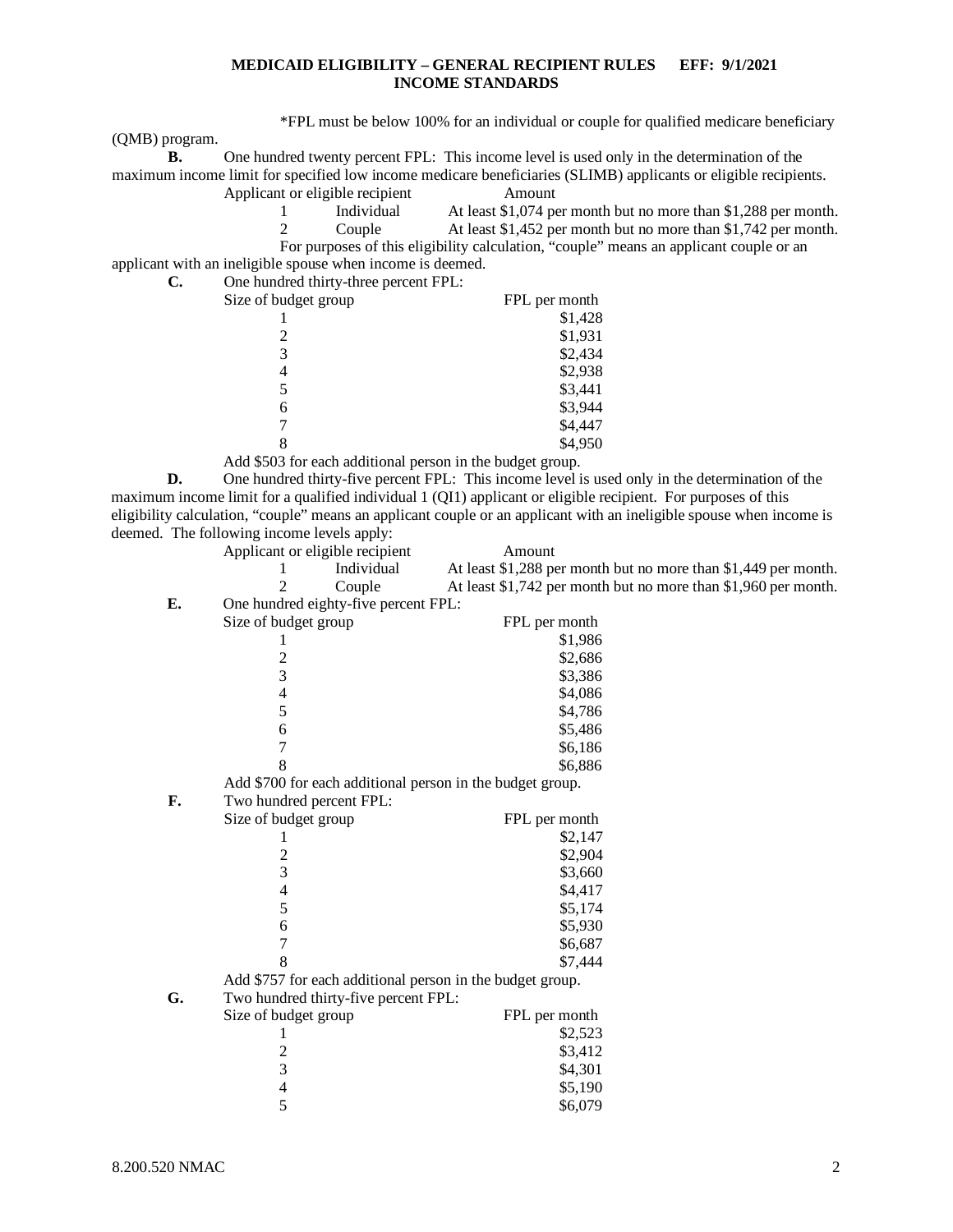*FPL must be below 100% for an individual or couple for qualified medicare beneficiary (QMB) program.

**B.** One hundred twenty percent FPL: This income level is used only in the determination of the maximum income limit for specified low income medicare beneficiaries (SLIMB) applicants or eligible recipients.

| Applicant or eligible recipient | | Amount |
|---|---|---|
| 1 | Individual | At least $1,074 per month but no more than $1,288 per month. |
| 2 | Couple | At least $1,452 per month but no more than $1,742 per month. |

For purposes of this eligibility calculation, "couple" means an applicant couple or an applicant with an ineligible spouse when income is deemed.

**C.** One hundred thirty-three percent FPL:

| Size of budget group | FPL per month |
|---|---|
| 1 | $1,428 |
| 2 | $1,931 |
| 3 | $2,434 |
| 4 | $2,938 |
| 5 | $3,441 |
| 6 | $3,944 |
| 7 | $4,447 |
| 8 | $4,950 |

Add $503 for each additional person in the budget group.

**D.** One hundred thirty-five percent FPL: This income level is used only in the determination of the maximum income limit for a qualified individual 1 (QI1) applicant or eligible recipient. For purposes of this eligibility calculation, "couple" means an applicant couple or an applicant with an ineligible spouse when income is deemed. The following income levels apply:

| Applicant or eligible recipient | | Amount |
|---|---|---|
| 1 | Individual | At least $1,288 per month but no more than $1,449 per month. |
| 2 | Couple | At least $1,742 per month but no more than $1,960 per month. |

**E.** One hundred eighty-five percent FPL:

| Size of budget group | FPL per month |
|---|---|
| 1 | $1,986 |
| 2 | $2,686 |
| 3 | $3,386 |
| 4 | $4,086 |
| 5 | $4,786 |
| 6 | $5,486 |
| 7 | $6,186 |
| 8 | $6,886 |

Add $700 for each additional person in the budget group.

**F.** Two hundred percent FPL:

| Size of budget group | FPL per month |
|---|---|
| 1 | $2,147 |
| 2 | $2,904 |
| 3 | $3,660 |
| 4 | $4,417 |
| 5 | $5,174 |
| 6 | $5,930 |
| 7 | $6,687 |
| 8 | $7,444 |

Add $757 for each additional person in the budget group.

**G.** Two hundred thirty-five percent FPL:

| Size of budget group | FPL per month |
|---|---|
| 1 | $2,523 |
| 2 | $3,412 |
| 3 | $4,301 |
| 4 | $5,190 |
| 5 | $6,079 |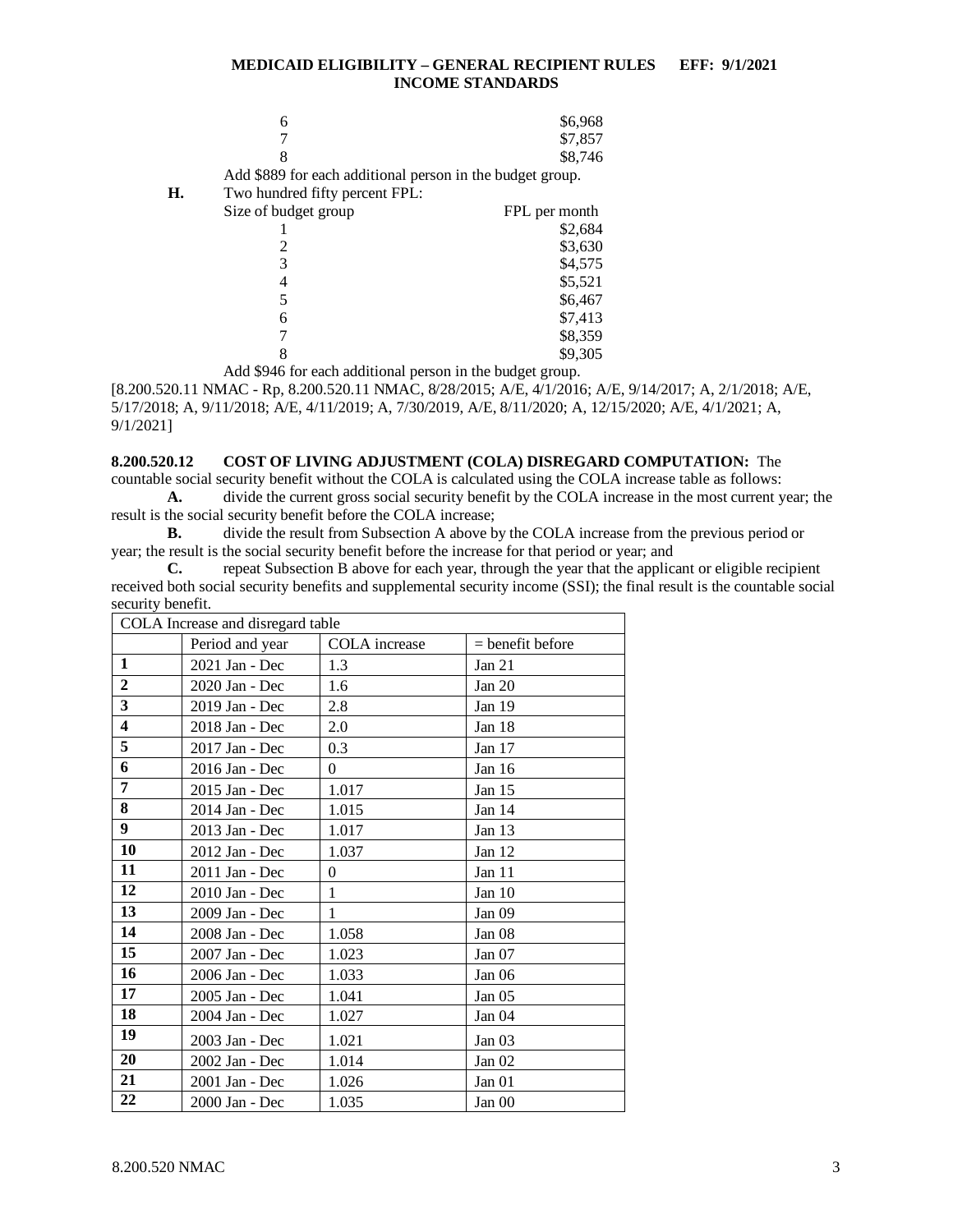| Size of budget group | FPL per month |
|---|---|
| 6 | $6,968 |
| 7 | $7,857 |
| 8 | $8,746 |

Add $889 for each additional person in the budget group.

**H.** Two hundred fifty percent FPL:

| Size of budget group | FPL per month |
|---|---|
| 1 | $2,684 |
| 2 | $3,630 |
| 3 | $4,575 |
| 4 | $5,521 |
| 5 | $6,467 |
| 6 | $7,413 |
| 7 | $8,359 |
| 8 | $9,305 |

Add $946 for each additional person in the budget group.

[8.200.520.11 NMAC - Rp, 8.200.520.11 NMAC, 8/28/2015; A/E, 4/1/2016; A/E, 9/14/2017; A, 2/1/2018; A/E, 5/17/2018; A, 9/11/2018; A/E, 4/11/2019; A, 7/30/2019, A/E, 8/11/2020; A, 12/15/2020; A/E, 4/1/2021; A, 9/1/2021]

**8.200.520.12 COST OF LIVING ADJUSTMENT (COLA) DISREGARD COMPUTATION:** The countable social security benefit without the COLA is calculated using the COLA increase table as follows:

**A.** divide the current gross social security benefit by the COLA increase in the most current year; the result is the social security benefit before the COLA increase;

**B.** divide the result from Subsection A above by the COLA increase from the previous period or year; the result is the social security benefit before the increase for that period or year; and

**C.** repeat Subsection B above for each year, through the year that the applicant or eligible recipient received both social security benefits and supplemental security income (SSI); the final result is the countable social security benefit.

| COLA Increase and disregard table | | | |
|---|---|---|---|
| | Period and year | COLA increase | = benefit before |
| **1** | 2021 Jan - Dec | 1.3 | Jan 21 |
| **2** | 2020 Jan - Dec | 1.6 | Jan 20 |
| **3** | 2019 Jan - Dec | 2.8 | Jan 19 |
| **4** | 2018 Jan - Dec | 2.0 | Jan 18 |
| **5** | 2017 Jan - Dec | 0.3 | Jan 17 |
| **6** | 2016 Jan - Dec | 0 | Jan 16 |
| **7** | 2015 Jan - Dec | 1.017 | Jan 15 |
| **8** | 2014 Jan - Dec | 1.015 | Jan 14 |
| **9** | 2013 Jan - Dec | 1.017 | Jan 13 |
| **10** | 2012 Jan - Dec | 1.037 | Jan 12 |
| **11** | 2011 Jan - Dec | 0 | Jan 11 |
| **12** | 2010 Jan - Dec | 1 | Jan 10 |
| **13** | 2009 Jan - Dec | 1 | Jan 09 |
| **14** | 2008 Jan - Dec | 1.058 | Jan 08 |
| **15** | 2007 Jan - Dec | 1.023 | Jan 07 |
| **16** | 2006 Jan - Dec | 1.033 | Jan 06 |
| **17** | 2005 Jan - Dec | 1.041 | Jan 05 |
| **18** | 2004 Jan - Dec | 1.027 | Jan 04 |
| **19** | 2003 Jan - Dec | 1.021 | Jan 03 |
| **20** | 2002 Jan - Dec | 1.014 | Jan 02 |
| **21** | 2001 Jan - Dec | 1.026 | Jan 01 |
| **22** | 2000 Jan - Dec | 1.035 | Jan 00 |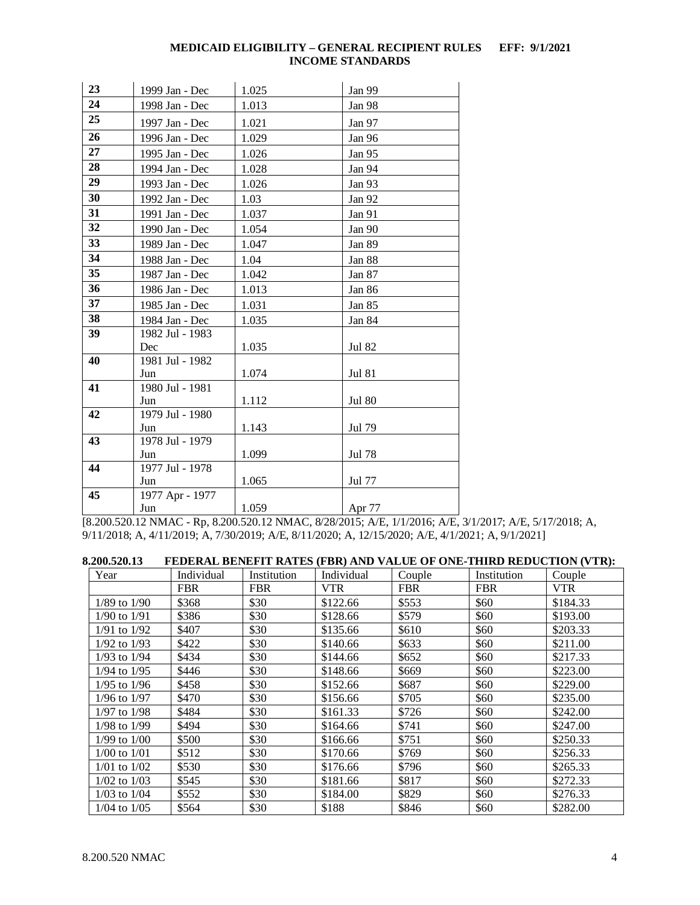| | | | |
|---|---|---|---|
| **23** | 1999 Jan - Dec | 1.025 | Jan 99 |
| **24** | 1998 Jan - Dec | 1.013 | Jan 98 |
| **25** | 1997 Jan - Dec | 1.021 | Jan 97 |
| **26** | 1996 Jan - Dec | 1.029 | Jan 96 |
| **27** | 1995 Jan - Dec | 1.026 | Jan 95 |
| **28** | 1994 Jan - Dec | 1.028 | Jan 94 |
| **29** | 1993 Jan - Dec | 1.026 | Jan 93 |
| **30** | 1992 Jan - Dec | 1.03 | Jan 92 |
| **31** | 1991 Jan - Dec | 1.037 | Jan 91 |
| **32** | 1990 Jan - Dec | 1.054 | Jan 90 |
| **33** | 1989 Jan - Dec | 1.047 | Jan 89 |
| **34** | 1988 Jan - Dec | 1.04 | Jan 88 |
| **35** | 1987 Jan - Dec | 1.042 | Jan 87 |
| **36** | 1986 Jan - Dec | 1.013 | Jan 86 |
| **37** | 1985 Jan - Dec | 1.031 | Jan 85 |
| **38** | 1984 Jan - Dec | 1.035 | Jan 84 |
| **39** | 1982 Jul - 1983 Dec | 1.035 | Jul 82 |
| **40** | 1981 Jul - 1982 Jun | 1.074 | Jul 81 |
| **41** | 1980 Jul - 1981 Jun | 1.112 | Jul 80 |
| **42** | 1979 Jul - 1980 Jun | 1.143 | Jul 79 |
| **43** | 1978 Jul - 1979 Jun | 1.099 | Jul 78 |
| **44** | 1977 Jul - 1978 Jun | 1.065 | Jul 77 |
| **45** | 1977 Apr - 1977 Jun | 1.059 | Apr 77 |

[8.200.520.12 NMAC - Rp, 8.200.520.12 NMAC, 8/28/2015; A/E, 1/1/2016; A/E, 3/1/2017; A/E, 5/17/2018; A, 9/11/2018; A, 4/11/2019; A, 7/30/2019; A/E, 8/11/2020; A, 12/15/2020; A/E, 4/1/2021; A, 9/1/2021]

**8.200.520.13 FEDERAL BENEFIT RATES (FBR) AND VALUE OF ONE-THIRD REDUCTION (VTR):**

| Year | Individual FBR | Institution FBR | Individual VTR | Couple FBR | Institution FBR | Couple VTR |
|---|---|---|---|---|---|---|
| 1/89 to 1/90 | $368 | $30 | $122.66 | $553 | $60 | $184.33 |
| 1/90 to 1/91 | $386 | $30 | $128.66 | $579 | $60 | $193.00 |
| 1/91 to 1/92 | $407 | $30 | $135.66 | $610 | $60 | $203.33 |
| 1/92 to 1/93 | $422 | $30 | $140.66 | $633 | $60 | $211.00 |
| 1/93 to 1/94 | $434 | $30 | $144.66 | $652 | $60 | $217.33 |
| 1/94 to 1/95 | $446 | $30 | $148.66 | $669 | $60 | $223.00 |
| 1/95 to 1/96 | $458 | $30 | $152.66 | $687 | $60 | $229.00 |
| 1/96 to 1/97 | $470 | $30 | $156.66 | $705 | $60 | $235.00 |
| 1/97 to 1/98 | $484 | $30 | $161.33 | $726 | $60 | $242.00 |
| 1/98 to 1/99 | $494 | $30 | $164.66 | $741 | $60 | $247.00 |
| 1/99 to 1/00 | $500 | $30 | $166.66 | $751 | $60 | $250.33 |
| 1/00 to 1/01 | $512 | $30 | $170.66 | $769 | $60 | $256.33 |
| 1/01 to 1/02 | $530 | $30 | $176.66 | $796 | $60 | $265.33 |
| 1/02 to 1/03 | $545 | $30 | $181.66 | $817 | $60 | $272.33 |
| 1/03 to 1/04 | $552 | $30 | $184.00 | $829 | $60 | $276.33 |
| 1/04 to 1/05 | $564 | $30 | $188 | $846 | $60 | $282.00 |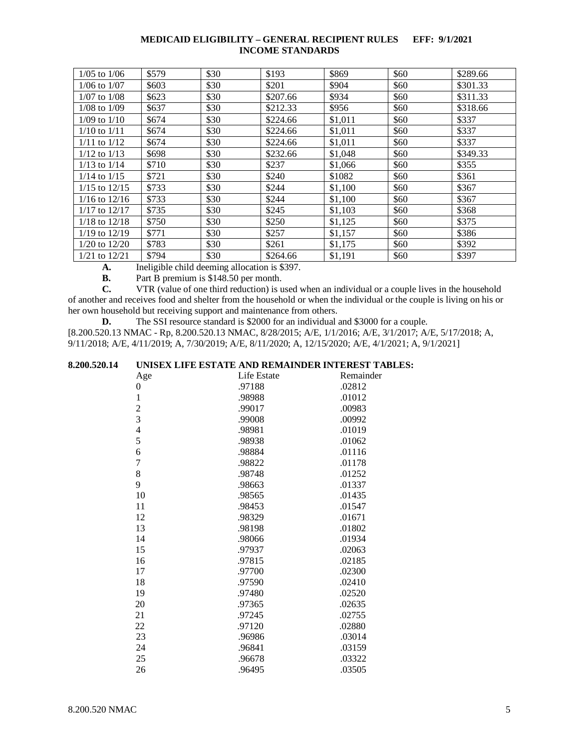| 1/05 to 1/06 | $579 | $30 | $193 | $869 | $60 | $289.66 |
|---|---|---|---|---|---|---|
| 1/06 to 1/07 | $603 | $30 | $201 | $904 | $60 | $301.33 |
| 1/07 to 1/08 | $623 | $30 | $207.66 | $934 | $60 | $311.33 |
| 1/08 to 1/09 | $637 | $30 | $212.33 | $956 | $60 | $318.66 |
| 1/09 to 1/10 | $674 | $30 | $224.66 | $1,011 | $60 | $337 |
| 1/10 to 1/11 | $674 | $30 | $224.66 | $1,011 | $60 | $337 |
| 1/11 to 1/12 | $674 | $30 | $224.66 | $1,011 | $60 | $337 |
| 1/12 to 1/13 | $698 | $30 | $232.66 | $1,048 | $60 | $349.33 |
| 1/13 to 1/14 | $710 | $30 | $237 | $1,066 | $60 | $355 |
| 1/14 to 1/15 | $721 | $30 | $240 | $1082 | $60 | $361 |
| 1/15 to 12/15 | $733 | $30 | $244 | $1,100 | $60 | $367 |
| 1/16 to 12/16 | $733 | $30 | $244 | $1,100 | $60 | $367 |
| 1/17 to 12/17 | $735 | $30 | $245 | $1,103 | $60 | $368 |
| 1/18 to 12/18 | $750 | $30 | $250 | $1,125 | $60 | $375 |
| 1/19 to 12/19 | $771 | $30 | $257 | $1,157 | $60 | $386 |
| 1/20 to 12/20 | $783 | $30 | $261 | $1,175 | $60 | $392 |
| 1/21 to 12/21 | $794 | $30 | $264.66 | $1,191 | $60 | $397 |

**A.** Ineligible child deeming allocation is $397.

**B.** Part B premium is $148.50 per month.

**C.** VTR (value of one third reduction) is used when an individual or a couple lives in the household of another and receives food and shelter from the household or when the individual or the couple is living on his or her own household but receiving support and maintenance from others.

**D.** The SSI resource standard is $2000 for an individual and $3000 for a couple.

[8.200.520.13 NMAC - Rp, 8.200.520.13 NMAC, 8/28/2015; A/E, 1/1/2016; A/E, 3/1/2017; A/E, 5/17/2018; A, 9/11/2018; A/E, 4/11/2019; A, 7/30/2019; A/E, 8/11/2020; A, 12/15/2020; A/E, 4/1/2021; A, 9/1/2021]

**8.200.520.14 UNISEX LIFE ESTATE AND REMAINDER INTEREST TABLES:**

| Age | Life Estate | Remainder |
|---|---|---|
| 0 | .97188 | .02812 |
| 1 | .98988 | .01012 |
| 2 | .99017 | .00983 |
| 3 | .99008 | .00992 |
| 4 | .98981 | .01019 |
| 5 | .98938 | .01062 |
| 6 | .98884 | .01116 |
| 7 | .98822 | .01178 |
| 8 | .98748 | .01252 |
| 9 | .98663 | .01337 |
| 10 | .98565 | .01435 |
| 11 | .98453 | .01547 |
| 12 | .98329 | .01671 |
| 13 | .98198 | .01802 |
| 14 | .98066 | .01934 |
| 15 | .97937 | .02063 |
| 16 | .97815 | .02185 |
| 17 | .97700 | .02300 |
| 18 | .97590 | .02410 |
| 19 | .97480 | .02520 |
| 20 | .97365 | .02635 |
| 21 | .97245 | .02755 |
| 22 | .97120 | .02880 |
| 23 | .96986 | .03014 |
| 24 | .96841 | .03159 |
| 25 | .96678 | .03322 |
| 26 | .96495 | .03505 |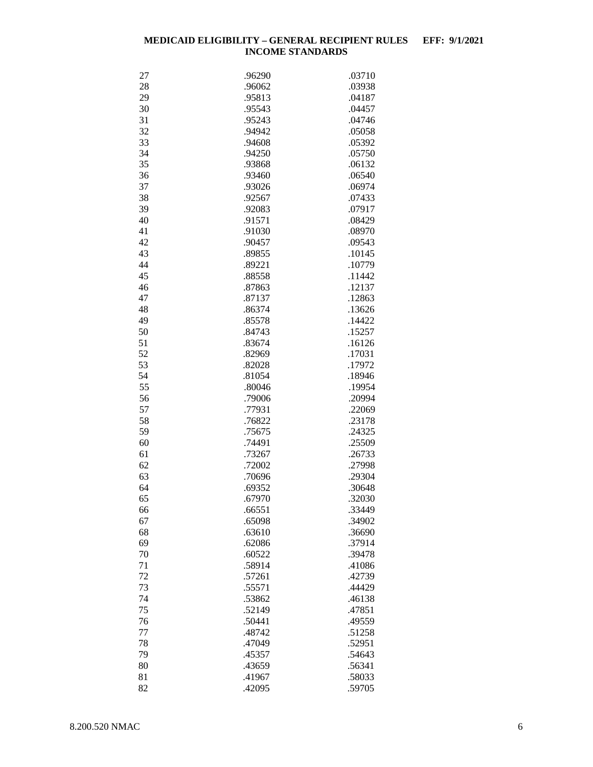| | | |
|---|---|---|
| 27 | .96290 | .03710 |
| 28 | .96062 | .03938 |
| 29 | .95813 | .04187 |
| 30 | .95543 | .04457 |
| 31 | .95243 | .04746 |
| 32 | .94942 | .05058 |
| 33 | .94608 | .05392 |
| 34 | .94250 | .05750 |
| 35 | .93868 | .06132 |
| 36 | .93460 | .06540 |
| 37 | .93026 | .06974 |
| 38 | .92567 | .07433 |
| 39 | .92083 | .07917 |
| 40 | .91571 | .08429 |
| 41 | .91030 | .08970 |
| 42 | .90457 | .09543 |
| 43 | .89855 | .10145 |
| 44 | .89221 | .10779 |
| 45 | .88558 | .11442 |
| 46 | .87863 | .12137 |
| 47 | .87137 | .12863 |
| 48 | .86374 | .13626 |
| 49 | .85578 | .14422 |
| 50 | .84743 | .15257 |
| 51 | .83674 | .16126 |
| 52 | .82969 | .17031 |
| 53 | .82028 | .17972 |
| 54 | .81054 | .18946 |
| 55 | .80046 | .19954 |
| 56 | .79006 | .20994 |
| 57 | .77931 | .22069 |
| 58 | .76822 | .23178 |
| 59 | .75675 | .24325 |
| 60 | .74491 | .25509 |
| 61 | .73267 | .26733 |
| 62 | .72002 | .27998 |
| 63 | .70696 | .29304 |
| 64 | .69352 | .30648 |
| 65 | .67970 | .32030 |
| 66 | .66551 | .33449 |
| 67 | .65098 | .34902 |
| 68 | .63610 | .36690 |
| 69 | .62086 | .37914 |
| 70 | .60522 | .39478 |
| 71 | .58914 | .41086 |
| 72 | .57261 | .42739 |
| 73 | .55571 | .44429 |
| 74 | .53862 | .46138 |
| 75 | .52149 | .47851 |
| 76 | .50441 | .49559 |
| 77 | .48742 | .51258 |
| 78 | .47049 | .52951 |
| 79 | .45357 | .54643 |
| 80 | .43659 | .56341 |
| 81 | .41967 | .58033 |
| 82 | .42095 | .59705 |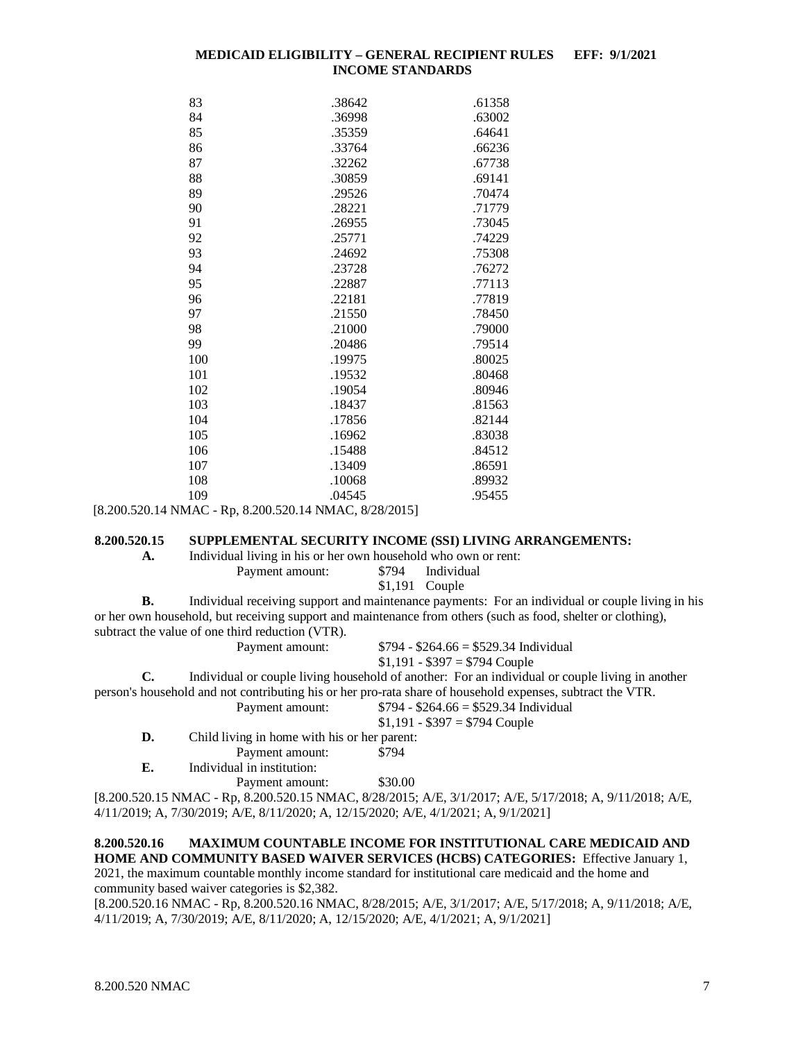| | | |
|---|---|---|
| 83 | .38642 | .61358 |
| 84 | .36998 | .63002 |
| 85 | .35359 | .64641 |
| 86 | .33764 | .66236 |
| 87 | .32262 | .67738 |
| 88 | .30859 | .69141 |
| 89 | .29526 | .70474 |
| 90 | .28221 | .71779 |
| 91 | .26955 | .73045 |
| 92 | .25771 | .74229 |
| 93 | .24692 | .75308 |
| 94 | .23728 | .76272 |
| 95 | .22887 | .77113 |
| 96 | .22181 | .77819 |
| 97 | .21550 | .78450 |
| 98 | .21000 | .79000 |
| 99 | .20486 | .79514 |
| 100 | .19975 | .80025 |
| 101 | .19532 | .80468 |
| 102 | .19054 | .80946 |
| 103 | .18437 | .81563 |
| 104 | .17856 | .82144 |
| 105 | .16962 | .83038 |
| 106 | .15488 | .84512 |
| 107 | .13409 | .86591 |
| 108 | .10068 | .89932 |
| 109 | .04545 | .95455 |

[8.200.520.14 NMAC - Rp, 8.200.520.14 NMAC, 8/28/2015]

**8.200.520.15 SUPPLEMENTAL SECURITY INCOME (SSI) LIVING ARRANGEMENTS:**

**A.** Individual living in his or her own household who own or rent:

Payment amount: $794 Individual
$1,191 Couple

**B.** Individual receiving support and maintenance payments: For an individual or couple living in his or her own household, but receiving support and maintenance from others (such as food, shelter or clothing), subtract the value of one third reduction (VTR).

Payment amount: $794 - $264.66 = $529.34 Individual
$1,191 - $397 = $794 Couple

**C.** Individual or couple living household of another: For an individual or couple living in another person's household and not contributing his or her pro-rata share of household expenses, subtract the VTR.

Payment amount: $794 - $264.66 = $529.34 Individual
$1,191 - $397 = $794 Couple

**D.** Child living in home with his or her parent:

Payment amount: $794

**E.** Individual in institution:

Payment amount: $30.00

[8.200.520.15 NMAC - Rp, 8.200.520.15 NMAC, 8/28/2015; A/E, 3/1/2017; A/E, 5/17/2018; A, 9/11/2018; A/E, 4/11/2019; A, 7/30/2019; A/E, 8/11/2020; A, 12/15/2020; A/E, 4/1/2021; A, 9/1/2021]

**8.200.520.16 MAXIMUM COUNTABLE INCOME FOR INSTITUTIONAL CARE MEDICAID AND HOME AND COMMUNITY BASED WAIVER SERVICES (HCBS) CATEGORIES:** Effective January 1, 2021, the maximum countable monthly income standard for institutional care medicaid and the home and community based waiver categories is $2,382.

[8.200.520.16 NMAC - Rp, 8.200.520.16 NMAC, 8/28/2015; A/E, 3/1/2017; A/E, 5/17/2018; A, 9/11/2018; A/E, 4/11/2019; A, 7/30/2019; A/E, 8/11/2020; A, 12/15/2020; A/E, 4/1/2021; A, 9/1/2021]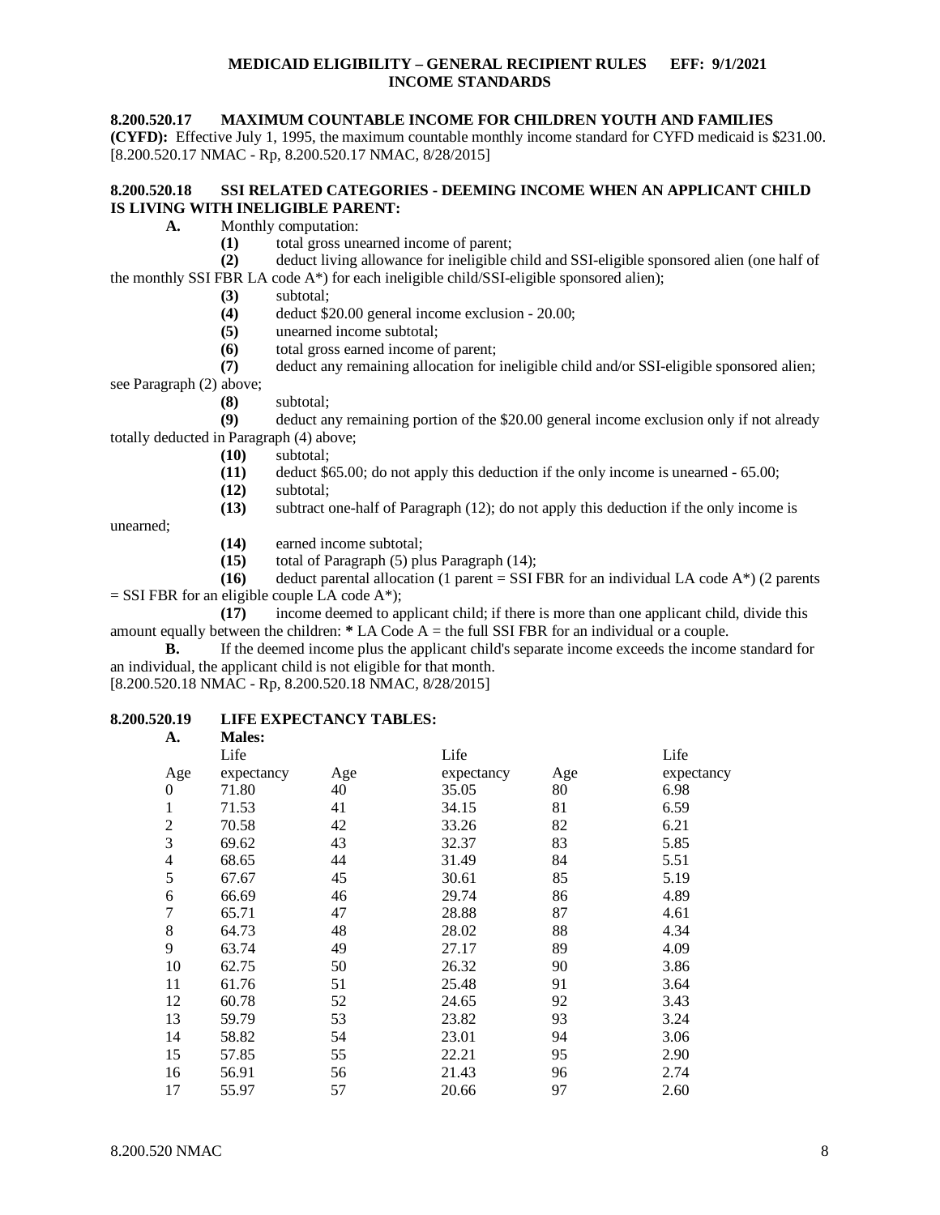**8.200.520.17 MAXIMUM COUNTABLE INCOME FOR CHILDREN YOUTH AND FAMILIES (CYFD):** Effective July 1, 1995, the maximum countable monthly income standard for CYFD medicaid is $231.00.
[8.200.520.17 NMAC - Rp, 8.200.520.17 NMAC, 8/28/2015]

**8.200.520.18 SSI RELATED CATEGORIES - DEEMING INCOME WHEN AN APPLICANT CHILD IS LIVING WITH INELIGIBLE PARENT:**

**A.** Monthly computation:

**(1)** total gross unearned income of parent;

**(2)** deduct living allowance for ineligible child and SSI-eligible sponsored alien (one half of the monthly SSI FBR LA code A*) for each ineligible child/SSI-eligible sponsored alien);

**(3)** subtotal;

**(4)** deduct $20.00 general income exclusion - 20.00;

**(5)** unearned income subtotal;

**(6)** total gross earned income of parent;

**(7)** deduct any remaining allocation for ineligible child and/or SSI-eligible sponsored alien; see Paragraph (2) above;

**(8)** subtotal;

**(9)** deduct any remaining portion of the $20.00 general income exclusion only if not already totally deducted in Paragraph (4) above;

**(10)** subtotal;

**(11)** deduct $65.00; do not apply this deduction if the only income is unearned - 65.00;

**(12)** subtotal;

**(13)** subtract one-half of Paragraph (12); do not apply this deduction if the only income is unearned;

**(14)** earned income subtotal;

**(15)** total of Paragraph (5) plus Paragraph (14);

**(16)** deduct parental allocation (1 parent = SSI FBR for an individual LA code A*) (2 parents = SSI FBR for an eligible couple LA code A*);

**(17)** income deemed to applicant child; if there is more than one applicant child, divide this amount equally between the children: **\*** LA Code A = the full SSI FBR for an individual or a couple.

**B.** If the deemed income plus the applicant child's separate income exceeds the income standard for an individual, the applicant child is not eligible for that month.
[8.200.520.18 NMAC - Rp, 8.200.520.18 NMAC, 8/28/2015]

**8.200.520.19 LIFE EXPECTANCY TABLES:**

**A. Males:**

| Age | Life expectancy | Age | Life expectancy | Age | Life expectancy |
|---|---|---|---|---|---|
| 0 | 71.80 | 40 | 35.05 | 80 | 6.98 |
| 1 | 71.53 | 41 | 34.15 | 81 | 6.59 |
| 2 | 70.58 | 42 | 33.26 | 82 | 6.21 |
| 3 | 69.62 | 43 | 32.37 | 83 | 5.85 |
| 4 | 68.65 | 44 | 31.49 | 84 | 5.51 |
| 5 | 67.67 | 45 | 30.61 | 85 | 5.19 |
| 6 | 66.69 | 46 | 29.74 | 86 | 4.89 |
| 7 | 65.71 | 47 | 28.88 | 87 | 4.61 |
| 8 | 64.73 | 48 | 28.02 | 88 | 4.34 |
| 9 | 63.74 | 49 | 27.17 | 89 | 4.09 |
| 10 | 62.75 | 50 | 26.32 | 90 | 3.86 |
| 11 | 61.76 | 51 | 25.48 | 91 | 3.64 |
| 12 | 60.78 | 52 | 24.65 | 92 | 3.43 |
| 13 | 59.79 | 53 | 23.82 | 93 | 3.24 |
| 14 | 58.82 | 54 | 23.01 | 94 | 3.06 |
| 15 | 57.85 | 55 | 22.21 | 95 | 2.90 |
| 16 | 56.91 | 56 | 21.43 | 96 | 2.74 |
| 17 | 55.97 | 57 | 20.66 | 97 | 2.60 |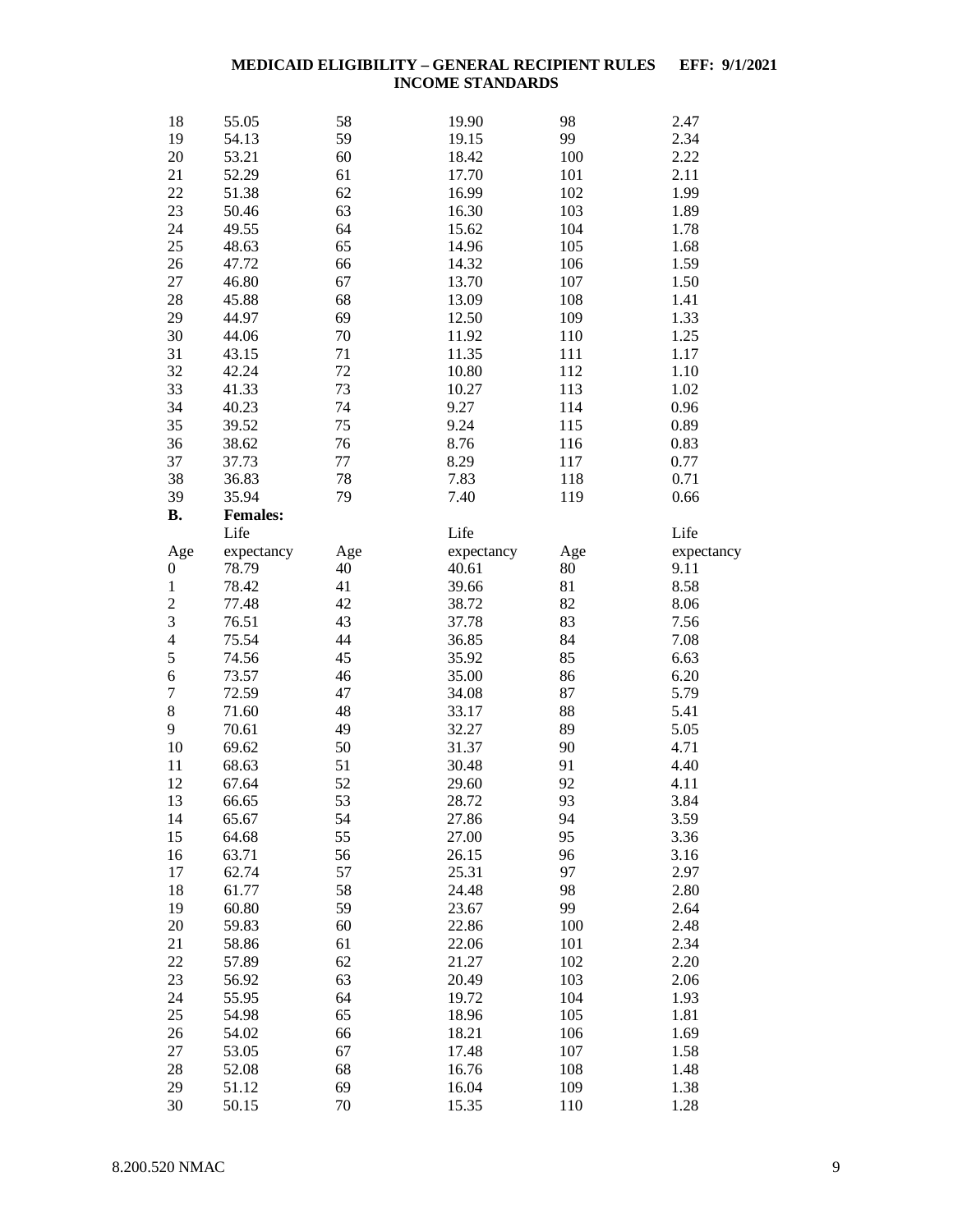| | | | | | |
|---|---|---|---|---|---|
| 18 | 55.05 | 58 | 19.90 | 98 | 2.47 |
| 19 | 54.13 | 59 | 19.15 | 99 | 2.34 |
| 20 | 53.21 | 60 | 18.42 | 100 | 2.22 |
| 21 | 52.29 | 61 | 17.70 | 101 | 2.11 |
| 22 | 51.38 | 62 | 16.99 | 102 | 1.99 |
| 23 | 50.46 | 63 | 16.30 | 103 | 1.89 |
| 24 | 49.55 | 64 | 15.62 | 104 | 1.78 |
| 25 | 48.63 | 65 | 14.96 | 105 | 1.68 |
| 26 | 47.72 | 66 | 14.32 | 106 | 1.59 |
| 27 | 46.80 | 67 | 13.70 | 107 | 1.50 |
| 28 | 45.88 | 68 | 13.09 | 108 | 1.41 |
| 29 | 44.97 | 69 | 12.50 | 109 | 1.33 |
| 30 | 44.06 | 70 | 11.92 | 110 | 1.25 |
| 31 | 43.15 | 71 | 11.35 | 111 | 1.17 |
| 32 | 42.24 | 72 | 10.80 | 112 | 1.10 |
| 33 | 41.33 | 73 | 10.27 | 113 | 1.02 |
| 34 | 40.23 | 74 | 9.27 | 114 | 0.96 |
| 35 | 39.52 | 75 | 9.24 | 115 | 0.89 |
| 36 | 38.62 | 76 | 8.76 | 116 | 0.83 |
| 37 | 37.73 | 77 | 8.29 | 117 | 0.77 |
| 38 | 36.83 | 78 | 7.83 | 118 | 0.71 |
| 39 | 35.94 | 79 | 7.40 | 119 | 0.66 |

**B. Females:**

| Age | Life expectancy | Age | Life expectancy | Age | Life expectancy |
|---|---|---|---|---|---|
| 0 | 78.79 | 40 | 40.61 | 80 | 9.11 |
| 1 | 78.42 | 41 | 39.66 | 81 | 8.58 |
| 2 | 77.48 | 42 | 38.72 | 82 | 8.06 |
| 3 | 76.51 | 43 | 37.78 | 83 | 7.56 |
| 4 | 75.54 | 44 | 36.85 | 84 | 7.08 |
| 5 | 74.56 | 45 | 35.92 | 85 | 6.63 |
| 6 | 73.57 | 46 | 35.00 | 86 | 6.20 |
| 7 | 72.59 | 47 | 34.08 | 87 | 5.79 |
| 8 | 71.60 | 48 | 33.17 | 88 | 5.41 |
| 9 | 70.61 | 49 | 32.27 | 89 | 5.05 |
| 10 | 69.62 | 50 | 31.37 | 90 | 4.71 |
| 11 | 68.63 | 51 | 30.48 | 91 | 4.40 |
| 12 | 67.64 | 52 | 29.60 | 92 | 4.11 |
| 13 | 66.65 | 53 | 28.72 | 93 | 3.84 |
| 14 | 65.67 | 54 | 27.86 | 94 | 3.59 |
| 15 | 64.68 | 55 | 27.00 | 95 | 3.36 |
| 16 | 63.71 | 56 | 26.15 | 96 | 3.16 |
| 17 | 62.74 | 57 | 25.31 | 97 | 2.97 |
| 18 | 61.77 | 58 | 24.48 | 98 | 2.80 |
| 19 | 60.80 | 59 | 23.67 | 99 | 2.64 |
| 20 | 59.83 | 60 | 22.86 | 100 | 2.48 |
| 21 | 58.86 | 61 | 22.06 | 101 | 2.34 |
| 22 | 57.89 | 62 | 21.27 | 102 | 2.20 |
| 23 | 56.92 | 63 | 20.49 | 103 | 2.06 |
| 24 | 55.95 | 64 | 19.72 | 104 | 1.93 |
| 25 | 54.98 | 65 | 18.96 | 105 | 1.81 |
| 26 | 54.02 | 66 | 18.21 | 106 | 1.69 |
| 27 | 53.05 | 67 | 17.48 | 107 | 1.58 |
| 28 | 52.08 | 68 | 16.76 | 108 | 1.48 |
| 29 | 51.12 | 69 | 16.04 | 109 | 1.38 |
| 30 | 50.15 | 70 | 15.35 | 110 | 1.28 |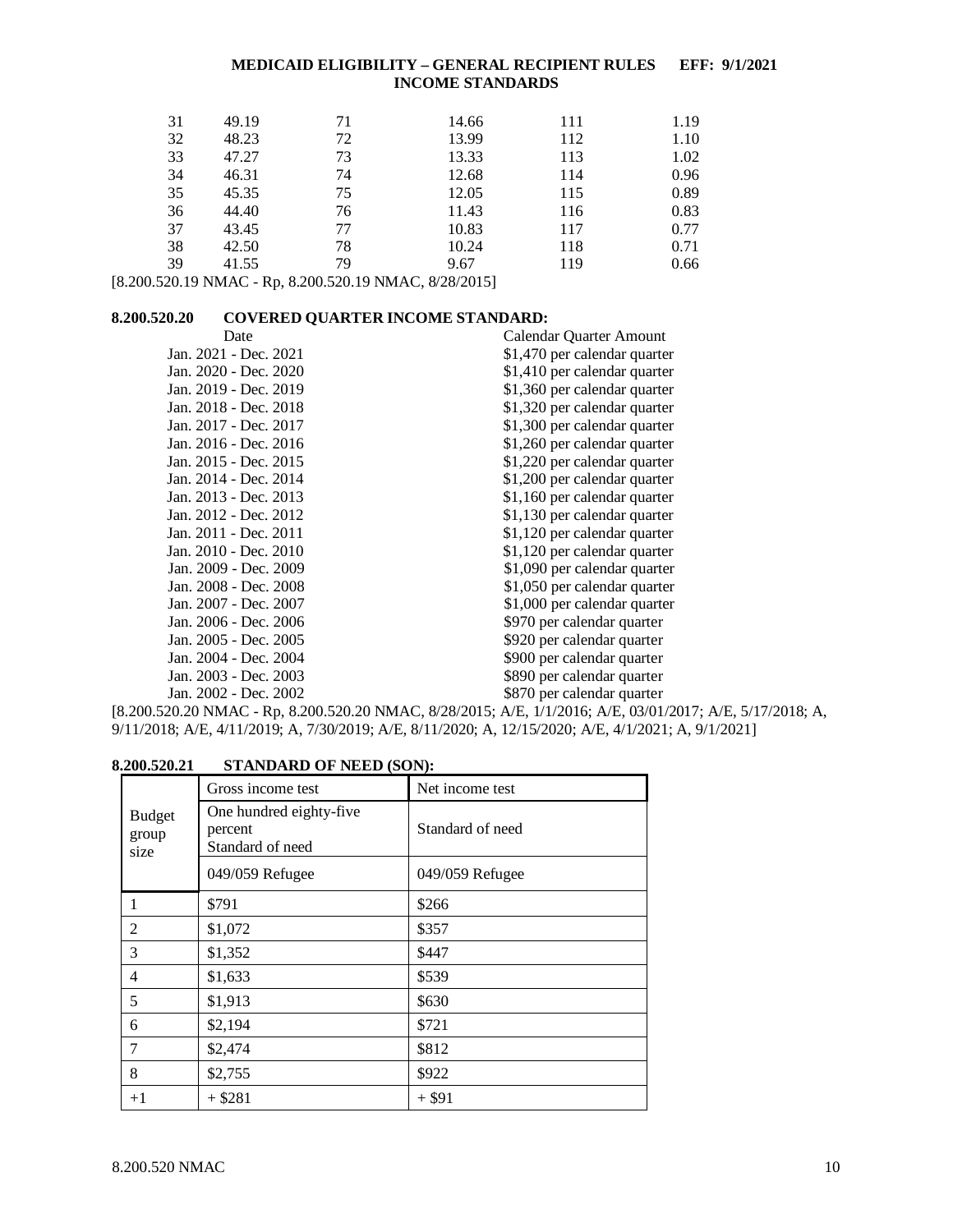| | | | | | |
|---|---|---|---|---|---|
| 31 | 49.19 | 71 | 14.66 | 111 | 1.19 |
| 32 | 48.23 | 72 | 13.99 | 112 | 1.10 |
| 33 | 47.27 | 73 | 13.33 | 113 | 1.02 |
| 34 | 46.31 | 74 | 12.68 | 114 | 0.96 |
| 35 | 45.35 | 75 | 12.05 | 115 | 0.89 |
| 36 | 44.40 | 76 | 11.43 | 116 | 0.83 |
| 37 | 43.45 | 77 | 10.83 | 117 | 0.77 |
| 38 | 42.50 | 78 | 10.24 | 118 | 0.71 |
| 39 | 41.55 | 79 | 9.67 | 119 | 0.66 |

[8.200.520.19 NMAC - Rp, 8.200.520.19 NMAC, 8/28/2015]

**8.200.520.20 COVERED QUARTER INCOME STANDARD:**

| Date | Calendar Quarter Amount |
|---|---|
| Jan. 2021 - Dec. 2021 | $1,470 per calendar quarter |
| Jan. 2020 - Dec. 2020 | $1,410 per calendar quarter |
| Jan. 2019 - Dec. 2019 | $1,360 per calendar quarter |
| Jan. 2018 - Dec. 2018 | $1,320 per calendar quarter |
| Jan. 2017 - Dec. 2017 | $1,300 per calendar quarter |
| Jan. 2016 - Dec. 2016 | $1,260 per calendar quarter |
| Jan. 2015 - Dec. 2015 | $1,220 per calendar quarter |
| Jan. 2014 - Dec. 2014 | $1,200 per calendar quarter |
| Jan. 2013 - Dec. 2013 | $1,160 per calendar quarter |
| Jan. 2012 - Dec. 2012 | $1,130 per calendar quarter |
| Jan. 2011 - Dec. 2011 | $1,120 per calendar quarter |
| Jan. 2010 - Dec. 2010 | $1,120 per calendar quarter |
| Jan. 2009 - Dec. 2009 | $1,090 per calendar quarter |
| Jan. 2008 - Dec. 2008 | $1,050 per calendar quarter |
| Jan. 2007 - Dec. 2007 | $1,000 per calendar quarter |
| Jan. 2006 - Dec. 2006 | $970 per calendar quarter |
| Jan. 2005 - Dec. 2005 | $920 per calendar quarter |
| Jan. 2004 - Dec. 2004 | $900 per calendar quarter |
| Jan. 2003 - Dec. 2003 | $890 per calendar quarter |
| Jan. 2002 - Dec. 2002 | $870 per calendar quarter |

[8.200.520.20 NMAC - Rp, 8.200.520.20 NMAC, 8/28/2015; A/E, 1/1/2016; A/E, 03/01/2017; A/E, 5/17/2018; A, 9/11/2018; A/E, 4/11/2019; A, 7/30/2019; A/E, 8/11/2020; A, 12/15/2020; A/E, 4/1/2021; A, 9/1/2021]

**8.200.520.21 STANDARD OF NEED (SON):**

| Budget group size | Gross income test | Net income test |
|---|---|---|
| | One hundred eighty-five percent Standard of need | Standard of need |
| | 049/059 Refugee | 049/059 Refugee |
| 1 | $791 | $266 |
| 2 | $1,072 | $357 |
| 3 | $1,352 | $447 |
| 4 | $1,633 | $539 |
| 5 | $1,913 | $630 |
| 6 | $2,194 | $721 |
| 7 | $2,474 | $812 |
| 8 | $2,755 | $922 |
| +1 | + $281 | + $91 |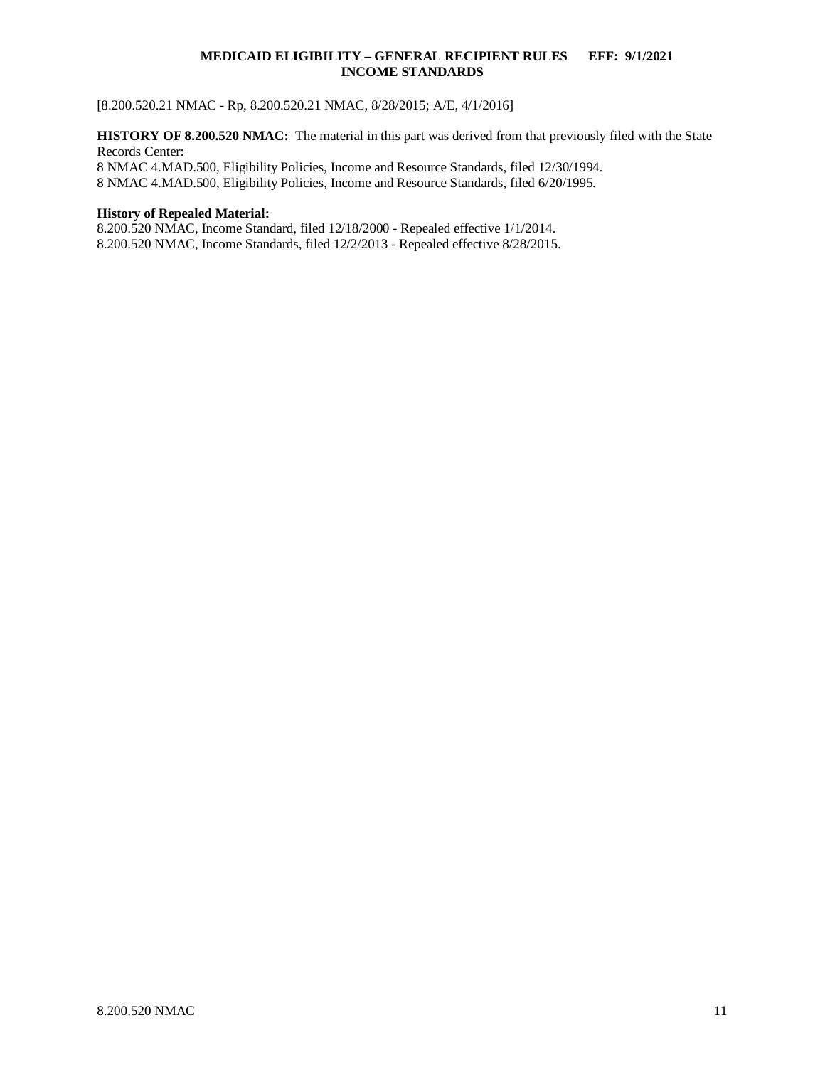[8.200.520.21 NMAC - Rp, 8.200.520.21 NMAC, 8/28/2015; A/E, 4/1/2016]

**HISTORY OF 8.200.520 NMAC:** The material in this part was derived from that previously filed with the State Records Center:
8 NMAC 4.MAD.500, Eligibility Policies, Income and Resource Standards, filed 12/30/1994.
8 NMAC 4.MAD.500, Eligibility Policies, Income and Resource Standards, filed 6/20/1995.

**History of Repealed Material:**
8.200.520 NMAC, Income Standard, filed 12/18/2000 - Repealed effective 1/1/2014.
8.200.520 NMAC, Income Standards, filed 12/2/2013 - Repealed effective 8/28/2015.